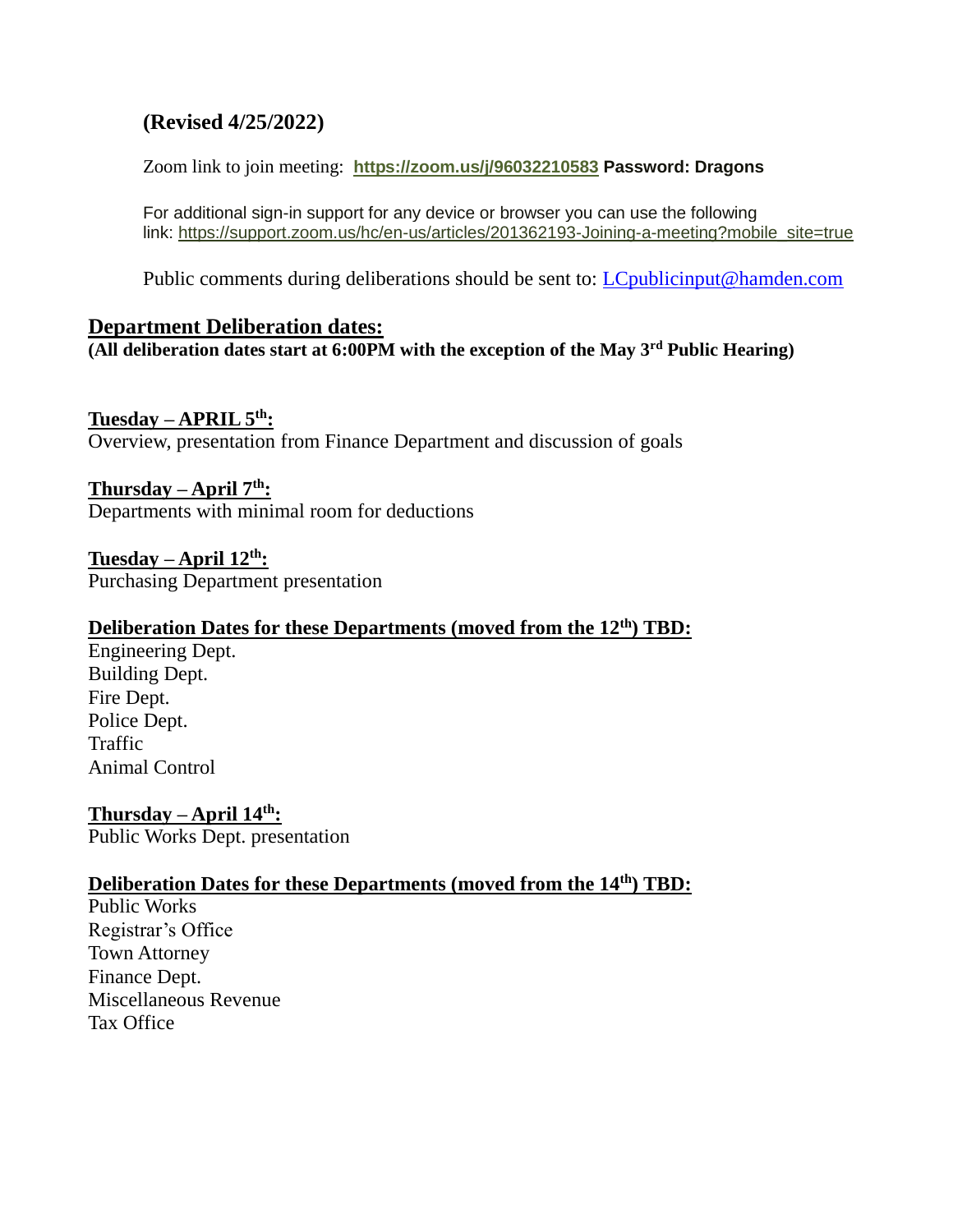**(Revised 4/25/2022)**

Zoom link to join meeting: **https://zoom.us/j/96032210583** **Password: Dragons**

For additional sign-in support for any device or browser you can use the following link: https://support.zoom.us/hc/en-us/articles/201362193-Joining-a-meeting?mobile_site=true

Public comments during deliberations should be sent to: LCpublicinput@hamden.com

## Department Deliberation dates:

**(All deliberation dates start at 6:00PM with the exception of the May 3rd Public Hearing)**

**Tuesday – APRIL 5th:**
Overview, presentation from Finance Department and discussion of goals

**Thursday – April 7th:**
Departments with minimal room for deductions

**Tuesday – April 12th:**
Purchasing Department presentation

**Deliberation Dates for these Departments (moved from the 12th) TBD:**
Engineering Dept.
Building Dept.
Fire Dept.
Police Dept.
Traffic
Animal Control

**Thursday – April 14th:**
Public Works Dept. presentation

**Deliberation Dates for these Departments (moved from the 14th) TBD:**
Public Works
Registrar's Office
Town Attorney
Finance Dept.
Miscellaneous Revenue
Tax Office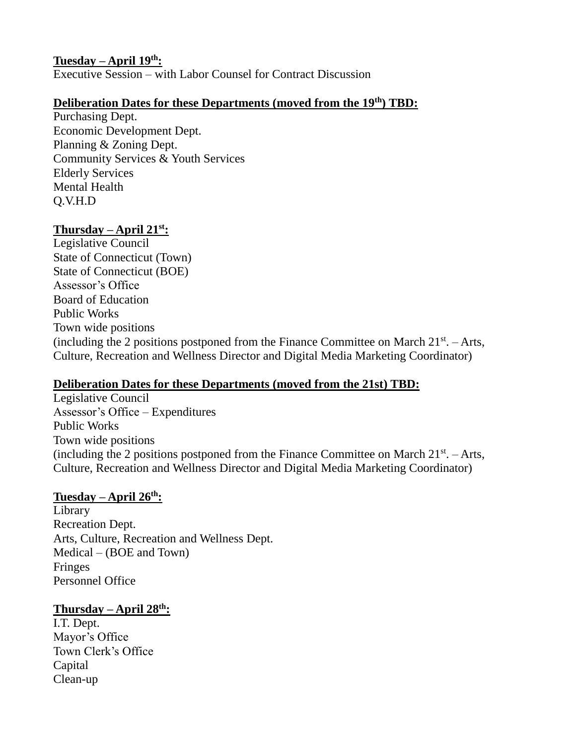**Tuesday – April 19th:**
Executive Session – with Labor Counsel for Contract Discussion

**Deliberation Dates for these Departments (moved from the 19th) TBD:**
Purchasing Dept.
Economic Development Dept.
Planning & Zoning Dept.
Community Services & Youth Services
Elderly Services
Mental Health
Q.V.H.D

**Thursday – April 21st:**
Legislative Council
State of Connecticut (Town)
State of Connecticut (BOE)
Assessor's Office
Board of Education
Public Works
Town wide positions
(including the 2 positions postponed from the Finance Committee on March 21st. – Arts, Culture, Recreation and Wellness Director and Digital Media Marketing Coordinator)

**Deliberation Dates for these Departments (moved from the 21st) TBD:**
Legislative Council
Assessor's Office – Expenditures
Public Works
Town wide positions
(including the 2 positions postponed from the Finance Committee on March 21st. – Arts, Culture, Recreation and Wellness Director and Digital Media Marketing Coordinator)

**Tuesday – April 26th:**
Library
Recreation Dept.
Arts, Culture, Recreation and Wellness Dept.
Medical – (BOE and Town)
Fringes
Personnel Office

**Thursday – April 28th:**
I.T. Dept.
Mayor's Office
Town Clerk's Office
Capital
Clean-up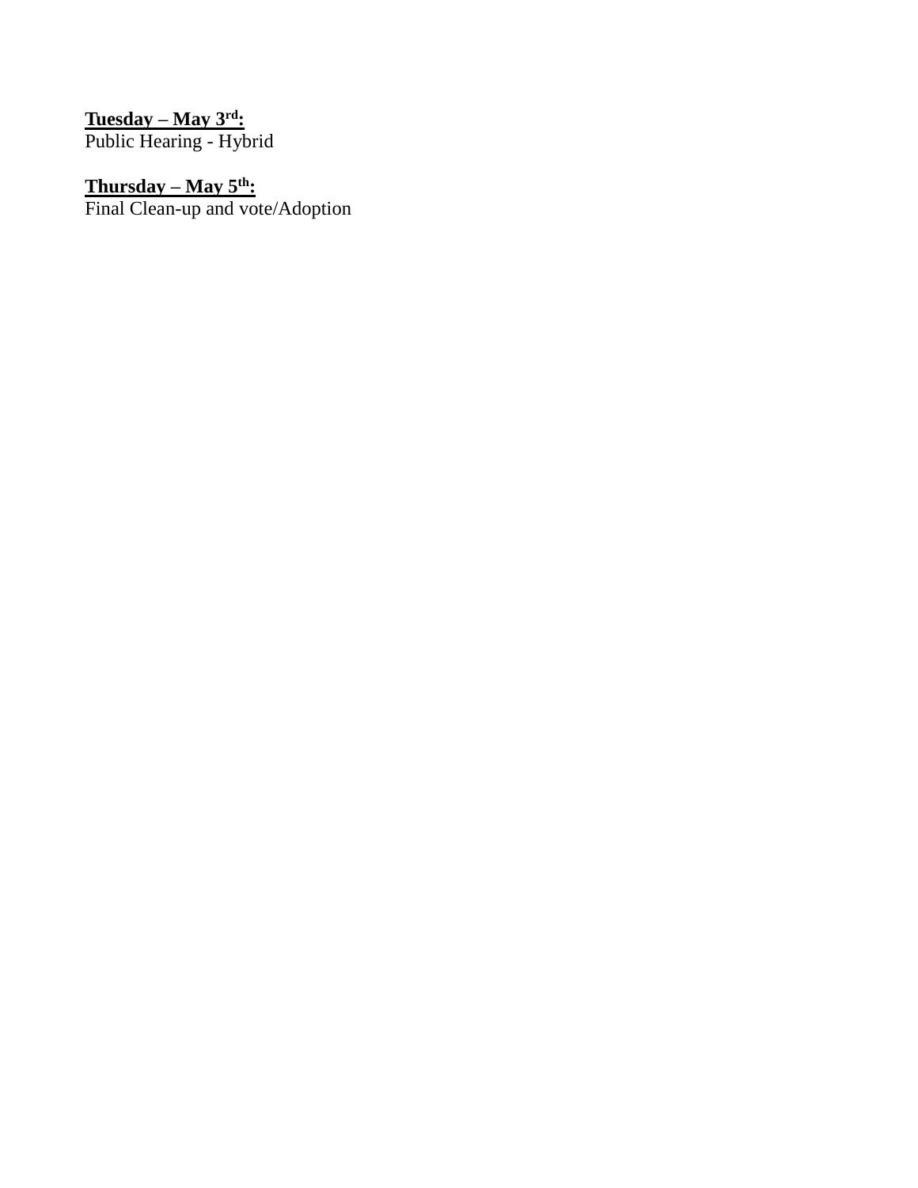**Tuesday – May 3rd:**
Public Hearing - Hybrid

**Thursday – May 5th:**
Final Clean-up and vote/Adoption